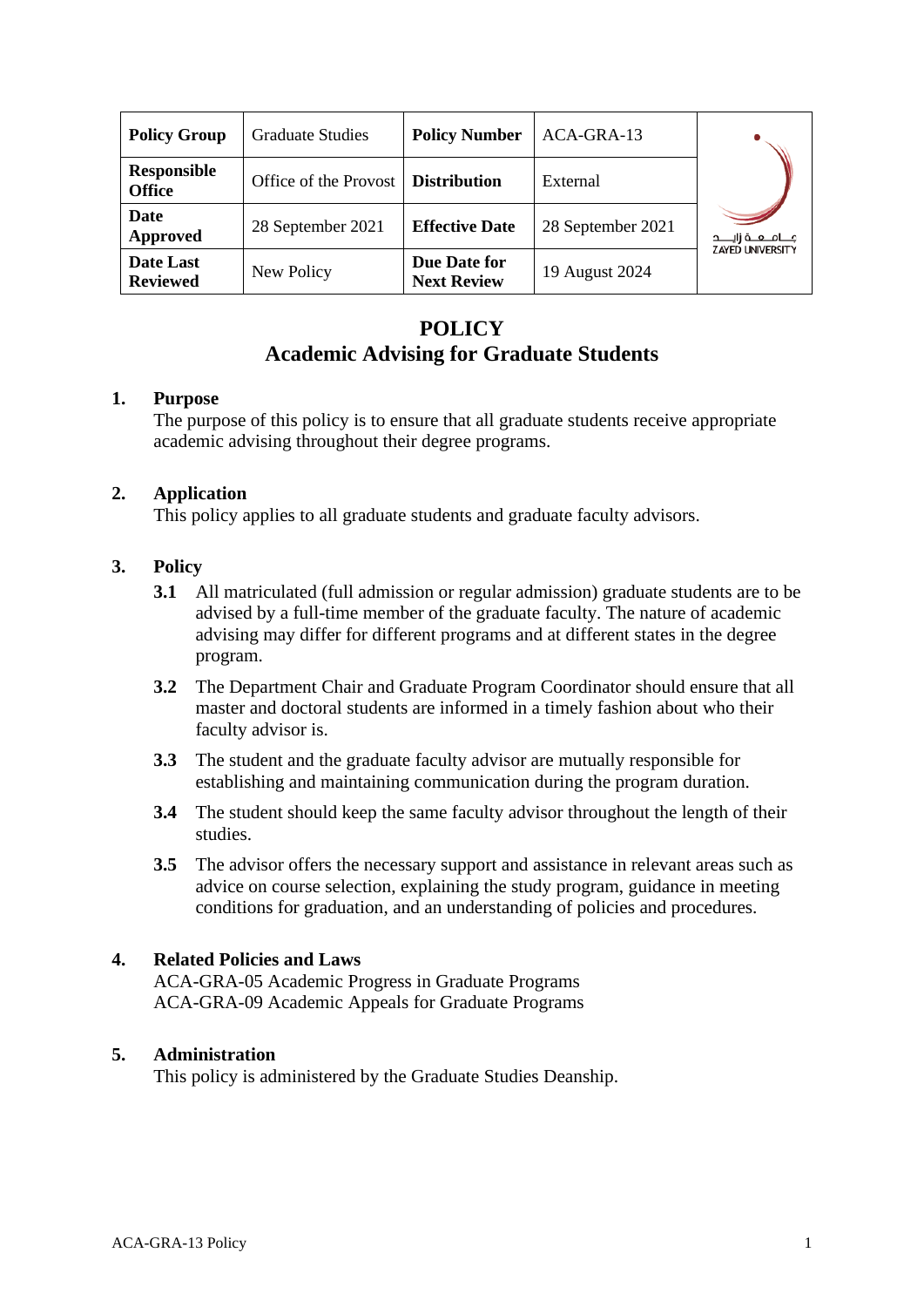| Policy Group | Graduate Studies | Policy Number | ACA-GRA-13 |
|---|---|---|---|
| Responsible Office | Office of the Provost | Distribution | External |
| Date Approved | 28 September 2021 | Effective Date | 28 September 2021 |
| Date Last Reviewed | New Policy | Due Date for Next Review | 19 August 2024 |

# POLICY
## Academic Advising for Graduate Students

### 1. Purpose
The purpose of this policy is to ensure that all graduate students receive appropriate academic advising throughout their degree programs.

### 2. Application
This policy applies to all graduate students and graduate faculty advisors.

### 3. Policy

**3.1** All matriculated (full admission or regular admission) graduate students are to be advised by a full-time member of the graduate faculty. The nature of academic advising may differ for different programs and at different states in the degree program.

**3.2** The Department Chair and Graduate Program Coordinator should ensure that all master and doctoral students are informed in a timely fashion about who their faculty advisor is.

**3.3** The student and the graduate faculty advisor are mutually responsible for establishing and maintaining communication during the program duration.

**3.4** The student should keep the same faculty advisor throughout the length of their studies.

**3.5** The advisor offers the necessary support and assistance in relevant areas such as advice on course selection, explaining the study program, guidance in meeting conditions for graduation, and an understanding of policies and procedures.

### 4. Related Policies and Laws
ACA-GRA-05 Academic Progress in Graduate Programs
ACA-GRA-09 Academic Appeals for Graduate Programs

### 5. Administration
This policy is administered by the Graduate Studies Deanship.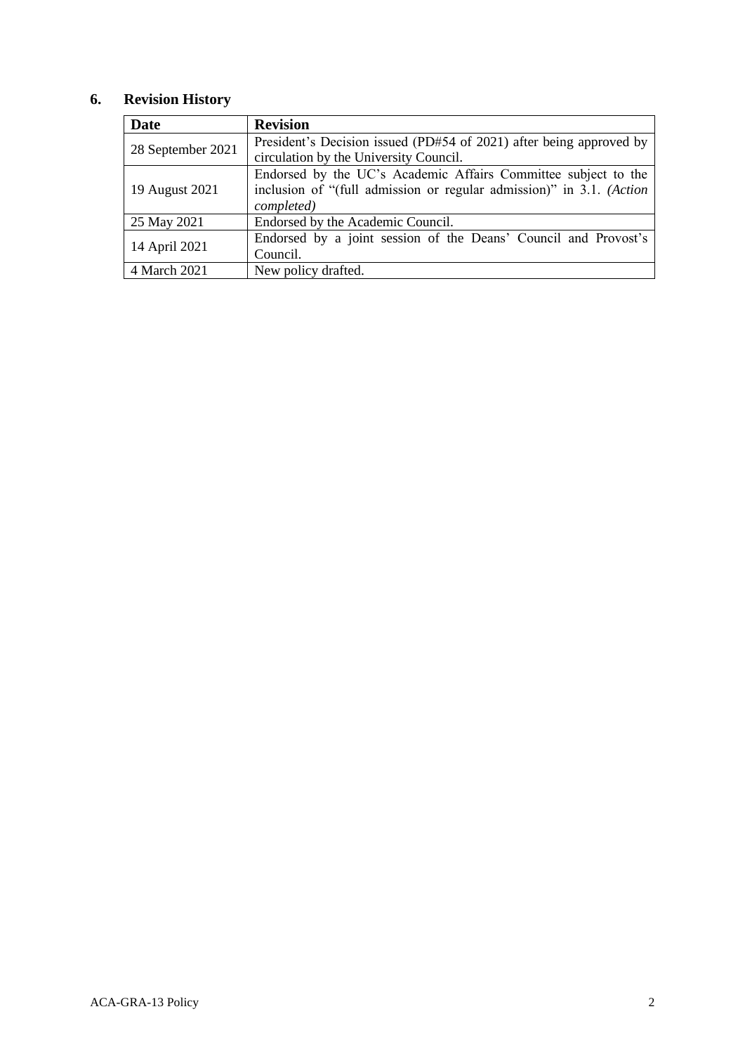## 6. Revision History

| Date | Revision |
|---|---|
| 28 September 2021 | President's Decision issued (PD#54 of 2021) after being approved by circulation by the University Council. |
| 19 August 2021 | Endorsed by the UC's Academic Affairs Committee subject to the inclusion of "(full admission or regular admission)" in 3.1. *(Action completed)* |
| 25 May 2021 | Endorsed by the Academic Council. |
| 14 April 2021 | Endorsed by a joint session of the Deans' Council and Provost's Council. |
| 4 March 2021 | New policy drafted. |